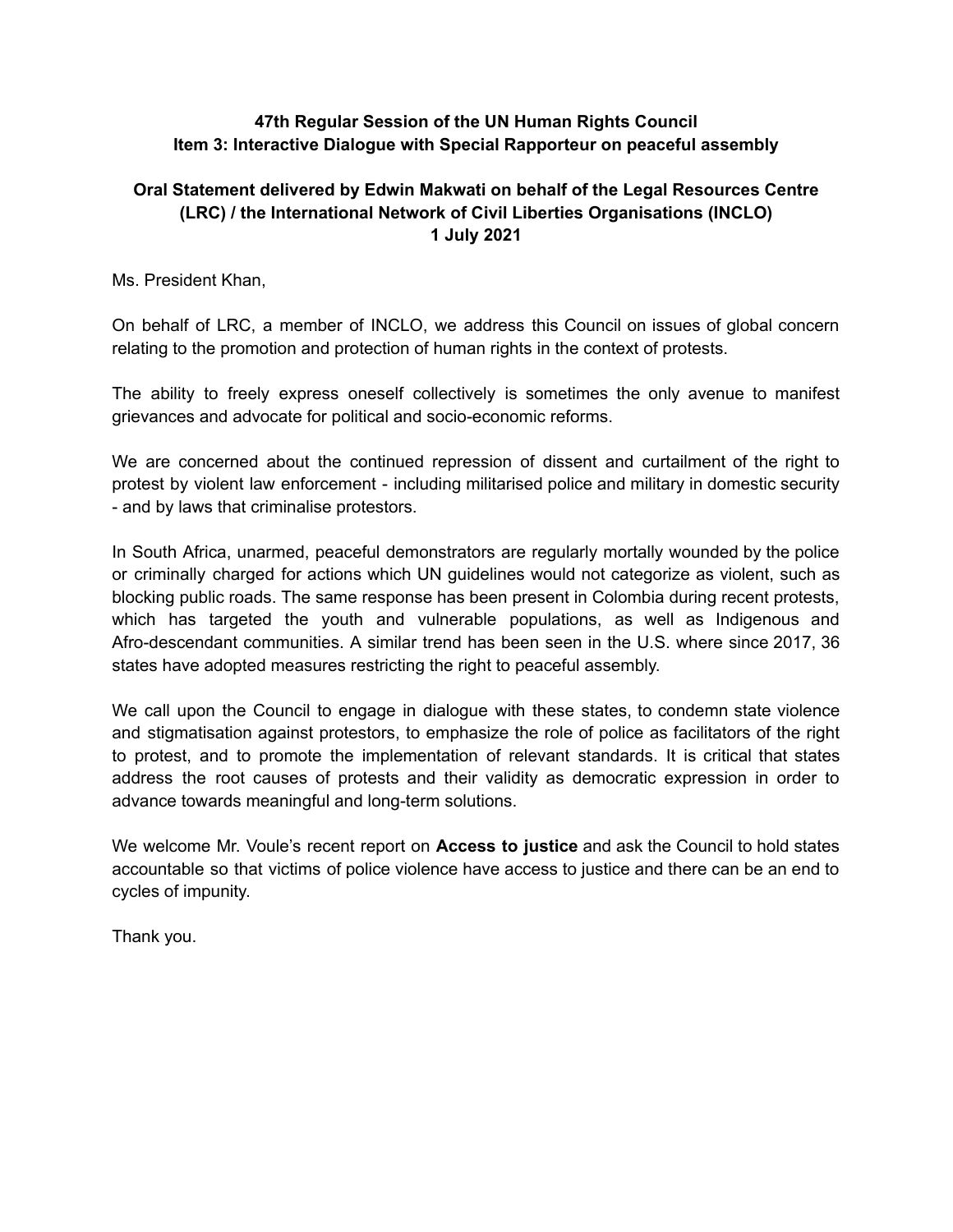**47th Regular Session of the UN Human Rights Council**
**Item 3: Interactive Dialogue with Special Rapporteur on peaceful assembly**

**Oral Statement delivered by Edwin Makwati on behalf of the Legal Resources Centre (LRC) / the International Network of Civil Liberties Organisations (INCLO)**
**1 July 2021**

Ms. President Khan,

On behalf of LRC, a member of INCLO, we address this Council on issues of global concern relating to the promotion and protection of human rights in the context of protests.

The ability to freely express oneself collectively is sometimes the only avenue to manifest grievances and advocate for political and socio-economic reforms.

We are concerned about the continued repression of dissent and curtailment of the right to protest by violent law enforcement - including militarised police and military in domestic security - and by laws that criminalise protestors.

In South Africa, unarmed, peaceful demonstrators are regularly mortally wounded by the police or criminally charged for actions which UN guidelines would not categorize as violent, such as blocking public roads. The same response has been present in Colombia during recent protests, which has targeted the youth and vulnerable populations, as well as Indigenous and Afro-descendant communities. A similar trend has been seen in the U.S. where since 2017, 36 states have adopted measures restricting the right to peaceful assembly.

We call upon the Council to engage in dialogue with these states, to condemn state violence and stigmatisation against protestors, to emphasize the role of police as facilitators of the right to protest, and to promote the implementation of relevant standards. It is critical that states address the root causes of protests and their validity as democratic expression in order to advance towards meaningful and long-term solutions.

We welcome Mr. Voule's recent report on **Access to justice** and ask the Council to hold states accountable so that victims of police violence have access to justice and there can be an end to cycles of impunity.

Thank you.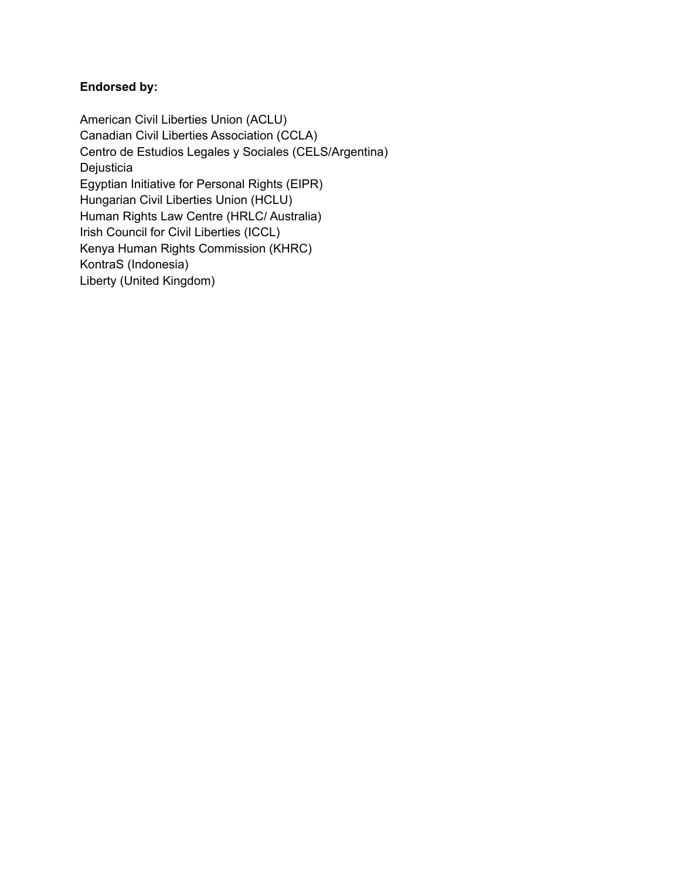**Endorsed by:**

American Civil Liberties Union (ACLU)
Canadian Civil Liberties Association (CCLA)
Centro de Estudios Legales y Sociales (CELS/Argentina)
Dejusticia
Egyptian Initiative for Personal Rights (EIPR)
Hungarian Civil Liberties Union (HCLU)
Human Rights Law Centre (HRLC/ Australia)
Irish Council for Civil Liberties (ICCL)
Kenya Human Rights Commission (KHRC)
KontraS (Indonesia)
Liberty (United Kingdom)